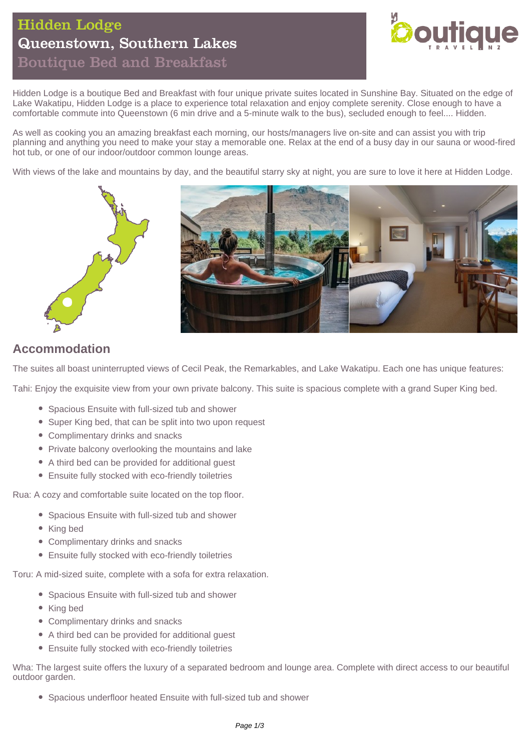# Hidden Lodge
## Queenstown, Southern Lakes
### Boutique Bed and Breakfast

Hidden Lodge is a boutique Bed and Breakfast with four unique private suites located in Sunshine Bay. Situated on the edge of Lake Wakatipu, Hidden Lodge is a place to experience total relaxation and enjoy complete serenity. Close enough to have a comfortable commute into Queenstown (6 min drive and a 5-minute walk to the bus), secluded enough to feel.... Hidden.

As well as cooking you an amazing breakfast each morning, our hosts/managers live on-site and can assist you with trip planning and anything you need to make your stay a memorable one. Relax at the end of a busy day in our sauna or wood-fired hot tub, or one of our indoor/outdoor common lounge areas.

With views of the lake and mountains by day, and the beautiful starry sky at night, you are sure to love it here at Hidden Lodge.

## Accommodation

The suites all boast uninterrupted views of Cecil Peak, the Remarkables, and Lake Wakatipu. Each one has unique features:

Tahi: Enjoy the exquisite view from your own private balcony. This suite is spacious complete with a grand Super King bed.

- Spacious Ensuite with full-sized tub and shower
- Super King bed, that can be split into two upon request
- Complimentary drinks and snacks
- Private balcony overlooking the mountains and lake
- A third bed can be provided for additional guest
- Ensuite fully stocked with eco-friendly toiletries

Rua: A cozy and comfortable suite located on the top floor.

- Spacious Ensuite with full-sized tub and shower
- King bed
- Complimentary drinks and snacks
- Ensuite fully stocked with eco-friendly toiletries

Toru: A mid-sized suite, complete with a sofa for extra relaxation.

- Spacious Ensuite with full-sized tub and shower
- King bed
- Complimentary drinks and snacks
- A third bed can be provided for additional guest
- Ensuite fully stocked with eco-friendly toiletries

Wha: The largest suite offers the luxury of a separated bedroom and lounge area. Complete with direct access to our beautiful outdoor garden.

- Spacious underfloor heated Ensuite with full-sized tub and shower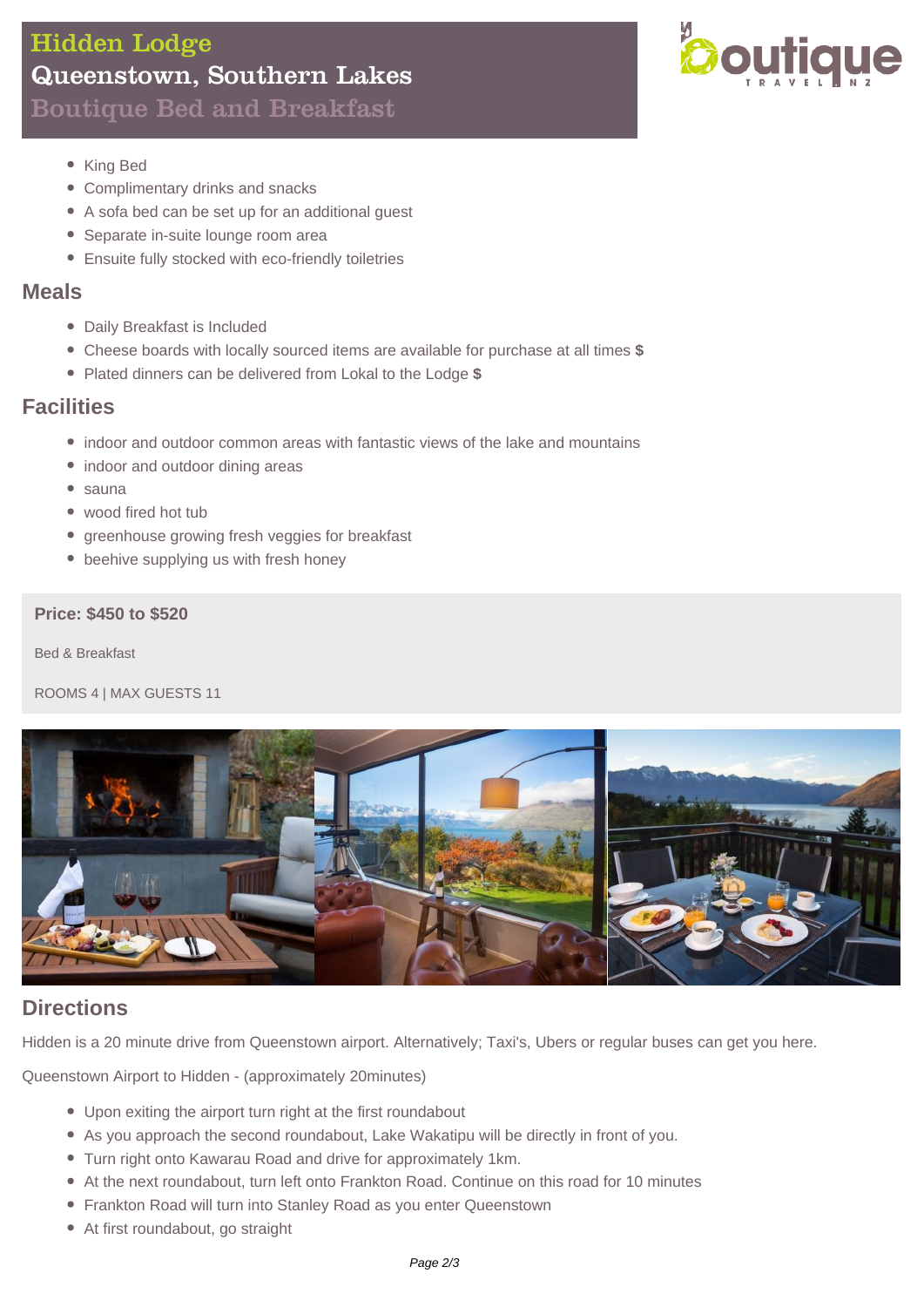# Hidden Lodge
## Queenstown, Southern Lakes
### Boutique Bed and Breakfast

- King Bed
- Complimentary drinks and snacks
- A sofa bed can be set up for an additional guest
- Separate in-suite lounge room area
- Ensuite fully stocked with eco-friendly toiletries

## Meals

- Daily Breakfast is Included
- Cheese boards with locally sourced items are available for purchase at all times **$**
- Plated dinners can be delivered from Lokal to the Lodge **$**

## Facilities

- indoor and outdoor common areas with fantastic views of the lake and mountains
- indoor and outdoor dining areas
- sauna
- wood fired hot tub
- greenhouse growing fresh veggies for breakfast
- beehive supplying us with fresh honey

**Price: $450 to $520**

Bed & Breakfast

ROOMS 4 | MAX GUESTS 11

## Directions

Hidden is a 20 minute drive from Queenstown airport. Alternatively; Taxi's, Ubers or regular buses can get you here.

Queenstown Airport to Hidden - (approximately 20minutes)

- Upon exiting the airport turn right at the first roundabout
- As you approach the second roundabout, Lake Wakatipu will be directly in front of you.
- Turn right onto Kawarau Road and drive for approximately 1km.
- At the next roundabout, turn left onto Frankton Road. Continue on this road for 10 minutes
- Frankton Road will turn into Stanley Road as you enter Queenstown
- At first roundabout, go straight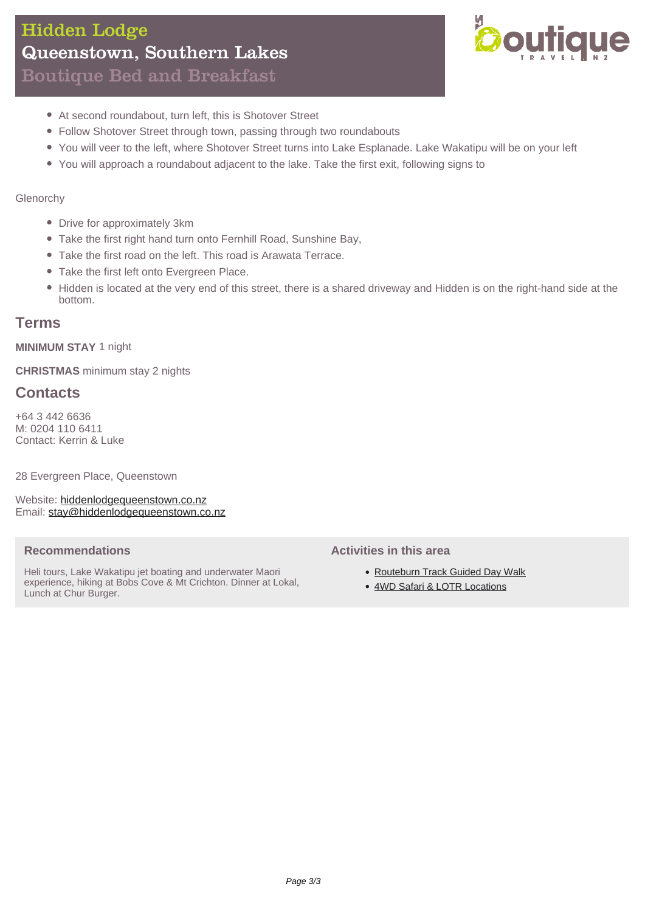# Hidden Lodge

## Queenstown, Southern Lakes

### Boutique Bed and Breakfast

- At second roundabout, turn left, this is Shotover Street
- Follow Shotover Street through town, passing through two roundabouts
- You will veer to the left, where Shotover Street turns into Lake Esplanade. Lake Wakatipu will be on your left
- You will approach a roundabout adjacent to the lake. Take the first exit, following signs to

Glenorchy

- Drive for approximately 3km
- Take the first right hand turn onto Fernhill Road, Sunshine Bay,
- Take the first road on the left. This road is Arawata Terrace.
- Take the first left onto Evergreen Place.
- Hidden is located at the very end of this street, there is a shared driveway and Hidden is on the right-hand side at the bottom.

## Terms

**MINIMUM STAY** 1 night

**CHRISTMAS** minimum stay 2 nights

## Contacts

+64 3 442 6636
M: 0204 110 6411
Contact: Kerrin & Luke

28 Evergreen Place, Queenstown

Website: hiddenlodgequeenstown.co.nz
Email: stay@hiddenlodgequeenstown.co.nz

### Recommendations

Heli tours, Lake Wakatipu jet boating and underwater Maori experience, hiking at Bobs Cove & Mt Crichton. Dinner at Lokal, Lunch at Chur Burger.

### Activities in this area

- Routeburn Track Guided Day Walk
- 4WD Safari & LOTR Locations